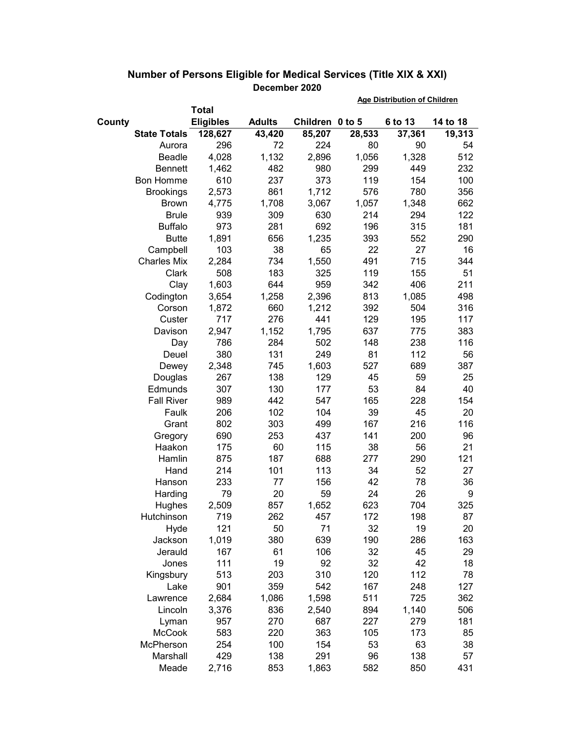## Number of Persons Eligible for Medical Services (Title XIX & XXI)

### December 2020

| County | Total Eligibles | Adults | Children | Age Distribution of Children: 0 to 5 | 6 to 13 | 14 to 18 |
|---|---|---|---|---|---|---|
| **State Totals** | **128,627** | **43,420** | **85,207** | **28,533** | **37,361** | **19,313** |
| Aurora | 296 | 72 | 224 | 80 | 90 | 54 |
| Beadle | 4,028 | 1,132 | 2,896 | 1,056 | 1,328 | 512 |
| Bennett | 1,462 | 482 | 980 | 299 | 449 | 232 |
| Bon Homme | 610 | 237 | 373 | 119 | 154 | 100 |
| Brookings | 2,573 | 861 | 1,712 | 576 | 780 | 356 |
| Brown | 4,775 | 1,708 | 3,067 | 1,057 | 1,348 | 662 |
| Brule | 939 | 309 | 630 | 214 | 294 | 122 |
| Buffalo | 973 | 281 | 692 | 196 | 315 | 181 |
| Butte | 1,891 | 656 | 1,235 | 393 | 552 | 290 |
| Campbell | 103 | 38 | 65 | 22 | 27 | 16 |
| Charles Mix | 2,284 | 734 | 1,550 | 491 | 715 | 344 |
| Clark | 508 | 183 | 325 | 119 | 155 | 51 |
| Clay | 1,603 | 644 | 959 | 342 | 406 | 211 |
| Codington | 3,654 | 1,258 | 2,396 | 813 | 1,085 | 498 |
| Corson | 1,872 | 660 | 1,212 | 392 | 504 | 316 |
| Custer | 717 | 276 | 441 | 129 | 195 | 117 |
| Davison | 2,947 | 1,152 | 1,795 | 637 | 775 | 383 |
| Day | 786 | 284 | 502 | 148 | 238 | 116 |
| Deuel | 380 | 131 | 249 | 81 | 112 | 56 |
| Dewey | 2,348 | 745 | 1,603 | 527 | 689 | 387 |
| Douglas | 267 | 138 | 129 | 45 | 59 | 25 |
| Edmunds | 307 | 130 | 177 | 53 | 84 | 40 |
| Fall River | 989 | 442 | 547 | 165 | 228 | 154 |
| Faulk | 206 | 102 | 104 | 39 | 45 | 20 |
| Grant | 802 | 303 | 499 | 167 | 216 | 116 |
| Gregory | 690 | 253 | 437 | 141 | 200 | 96 |
| Haakon | 175 | 60 | 115 | 38 | 56 | 21 |
| Hamlin | 875 | 187 | 688 | 277 | 290 | 121 |
| Hand | 214 | 101 | 113 | 34 | 52 | 27 |
| Hanson | 233 | 77 | 156 | 42 | 78 | 36 |
| Harding | 79 | 20 | 59 | 24 | 26 | 9 |
| Hughes | 2,509 | 857 | 1,652 | 623 | 704 | 325 |
| Hutchinson | 719 | 262 | 457 | 172 | 198 | 87 |
| Hyde | 121 | 50 | 71 | 32 | 19 | 20 |
| Jackson | 1,019 | 380 | 639 | 190 | 286 | 163 |
| Jerauld | 167 | 61 | 106 | 32 | 45 | 29 |
| Jones | 111 | 19 | 92 | 32 | 42 | 18 |
| Kingsbury | 513 | 203 | 310 | 120 | 112 | 78 |
| Lake | 901 | 359 | 542 | 167 | 248 | 127 |
| Lawrence | 2,684 | 1,086 | 1,598 | 511 | 725 | 362 |
| Lincoln | 3,376 | 836 | 2,540 | 894 | 1,140 | 506 |
| Lyman | 957 | 270 | 687 | 227 | 279 | 181 |
| McCook | 583 | 220 | 363 | 105 | 173 | 85 |
| McPherson | 254 | 100 | 154 | 53 | 63 | 38 |
| Marshall | 429 | 138 | 291 | 96 | 138 | 57 |
| Meade | 2,716 | 853 | 1,863 | 582 | 850 | 431 |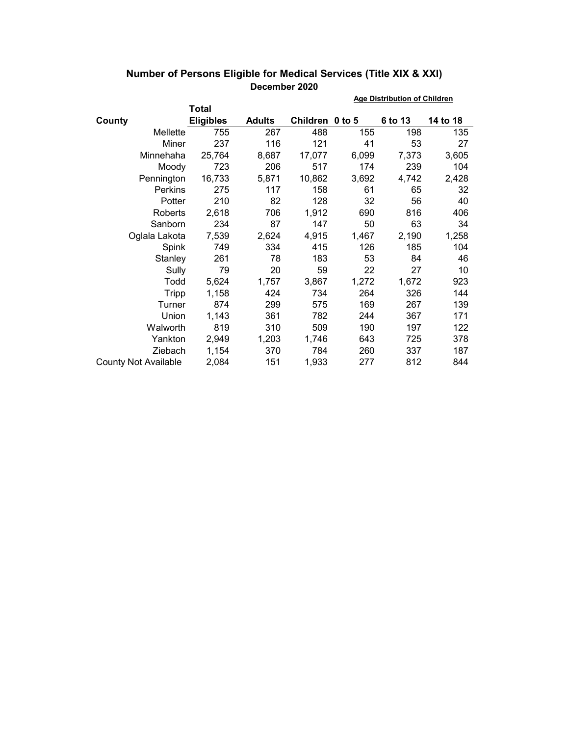## Number of Persons Eligible for Medical Services (Title XIX & XXI)

**December 2020**

| County | Total Eligibles | Adults | Children | Age Distribution of Children 0 to 5 | 6 to 13 | 14 to 18 |
|---|---|---|---|---|---|---|
| Mellette | 755 | 267 | 488 | 155 | 198 | 135 |
| Miner | 237 | 116 | 121 | 41 | 53 | 27 |
| Minnehaha | 25,764 | 8,687 | 17,077 | 6,099 | 7,373 | 3,605 |
| Moody | 723 | 206 | 517 | 174 | 239 | 104 |
| Pennington | 16,733 | 5,871 | 10,862 | 3,692 | 4,742 | 2,428 |
| Perkins | 275 | 117 | 158 | 61 | 65 | 32 |
| Potter | 210 | 82 | 128 | 32 | 56 | 40 |
| Roberts | 2,618 | 706 | 1,912 | 690 | 816 | 406 |
| Sanborn | 234 | 87 | 147 | 50 | 63 | 34 |
| Oglala Lakota | 7,539 | 2,624 | 4,915 | 1,467 | 2,190 | 1,258 |
| Spink | 749 | 334 | 415 | 126 | 185 | 104 |
| Stanley | 261 | 78 | 183 | 53 | 84 | 46 |
| Sully | 79 | 20 | 59 | 22 | 27 | 10 |
| Todd | 5,624 | 1,757 | 3,867 | 1,272 | 1,672 | 923 |
| Tripp | 1,158 | 424 | 734 | 264 | 326 | 144 |
| Turner | 874 | 299 | 575 | 169 | 267 | 139 |
| Union | 1,143 | 361 | 782 | 244 | 367 | 171 |
| Walworth | 819 | 310 | 509 | 190 | 197 | 122 |
| Yankton | 2,949 | 1,203 | 1,746 | 643 | 725 | 378 |
| Ziebach | 1,154 | 370 | 784 | 260 | 337 | 187 |
| County Not Available | 2,084 | 151 | 1,933 | 277 | 812 | 844 |